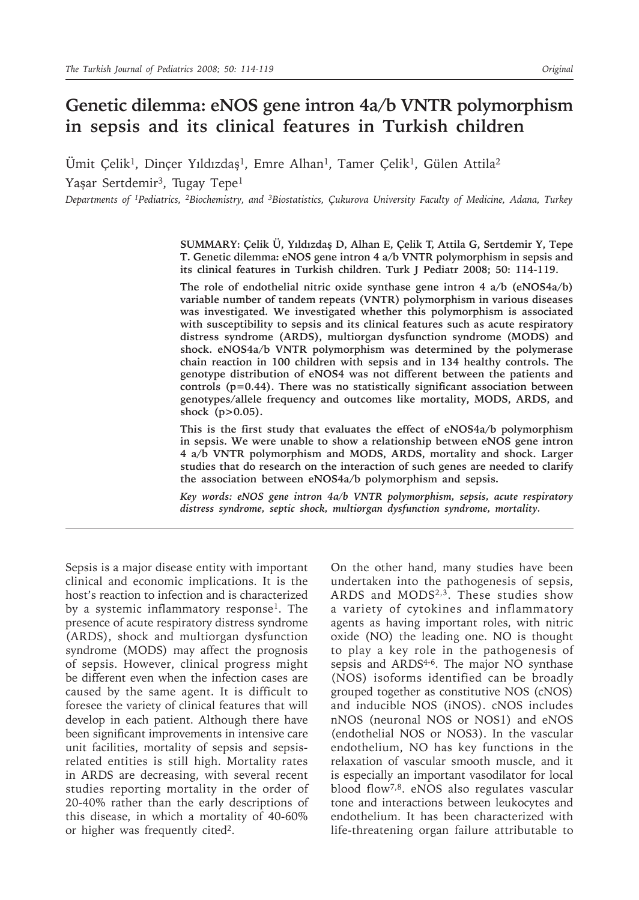# Genetic dilemma: eNOS gene intron 4a/b VNTR polymorphism in sepsis and its clinical features in Turkish children

Ümit Çelik[1], Dinçer Yıldızdaş[1], Emre Alhan[1], Tamer Çelik[1], Gülen Attila[2]
Yaşar Sertdemir[3], Tugay Tepe[1]

*Departments of [1]Pediatrics, [2]Biochemistry, and [3]Biostatistics, Çukurova University Faculty of Medicine, Adana, Turkey*

**SUMMARY: Çelik Ü, Yıldızdaş D, Alhan E, Çelik T, Attila G, Sertdemir Y, Tepe T. Genetic dilemma: eNOS gene intron 4 a/b VNTR polymorphism in sepsis and its clinical features in Turkish children. Turk J Pediatr 2008; 50: 114-119.**

**The role of endothelial nitric oxide synthase gene intron 4 a/b (eNOS4a/b) variable number of tandem repeats (VNTR) polymorphism in various diseases was investigated. We investigated whether this polymorphism is associated with susceptibility to sepsis and its clinical features such as acute respiratory distress syndrome (ARDS), multiorgan dysfunction syndrome (MODS) and shock. eNOS4a/b VNTR polymorphism was determined by the polymerase chain reaction in 100 children with sepsis and in 134 healthy controls. The genotype distribution of eNOS4 was not different between the patients and controls ($p=0.44$). There was no statistically significant association between genotypes/allele frequency and outcomes like mortality, MODS, ARDS, and shock ($p>0.05$).**

**This is the first study that evaluates the effect of eNOS4a/b polymorphism in sepsis. We were unable to show a relationship between eNOS gene intron 4 a/b VNTR polymorphism and MODS, ARDS, mortality and shock. Larger studies that do research on the interaction of such genes are needed to clarify the association between eNOS4a/b polymorphism and sepsis.**

***Key words: eNOS gene intron 4a/b VNTR polymorphism, sepsis, acute respiratory distress syndrome, septic shock, multiorgan dysfunction syndrome, mortality.***

---

Sepsis is a major disease entity with important clinical and economic implications. It is the host's reaction to infection and is characterized by a systemic inflammatory response[1]. The presence of acute respiratory distress syndrome (ARDS), shock and multiorgan dysfunction syndrome (MODS) may affect the prognosis of sepsis. However, clinical progress might be different even when the infection cases are caused by the same agent. It is difficult to foresee the variety of clinical features that will develop in each patient. Although there have been significant improvements in intensive care unit facilities, mortality of sepsis and sepsis-related entities is still high. Mortality rates in ARDS are decreasing, with several recent studies reporting mortality in the order of 20-40% rather than the early descriptions of this disease, in which a mortality of 40-60% or higher was frequently cited[2].

On the other hand, many studies have been undertaken into the pathogenesis of sepsis, ARDS and MODS[2,3]. These studies show a variety of cytokines and inflammatory agents as having important roles, with nitric oxide (NO) the leading one. NO is thought to play a key role in the pathogenesis of sepsis and ARDS[4-6]. The major NO synthase (NOS) isoforms identified can be broadly grouped together as constitutive NOS (cNOS) and inducible NOS (iNOS). cNOS includes nNOS (neuronal NOS or NOS1) and eNOS (endothelial NOS or NOS3). In the vascular endothelium, NO has key functions in the relaxation of vascular smooth muscle, and it is especially an important vasodilator for local blood flow[7,8]. eNOS also regulates vascular tone and interactions between leukocytes and endothelium. It has been characterized with life-threatening organ failure attributable to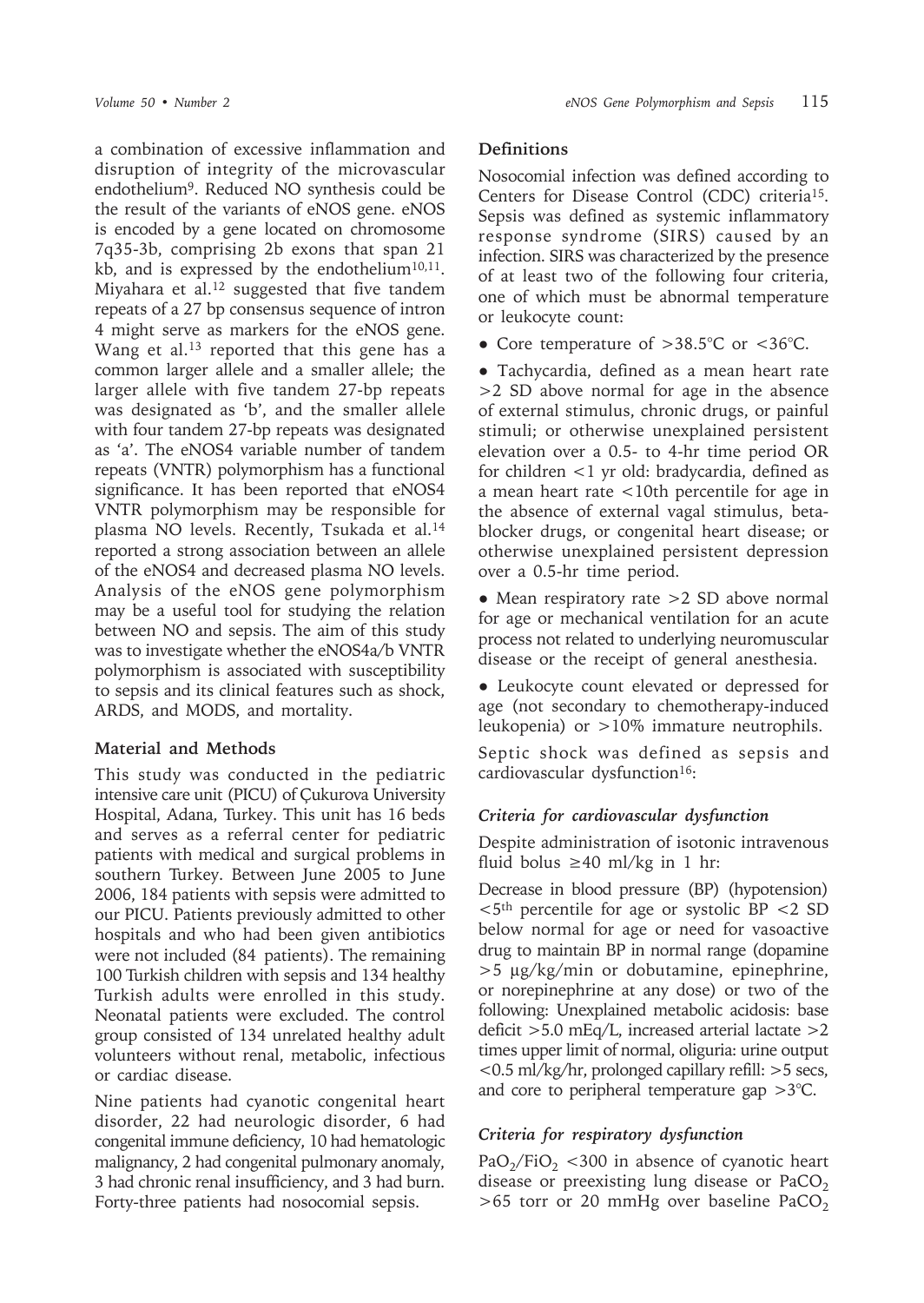a combination of excessive inflammation and disruption of integrity of the microvascular endothelium[9]. Reduced NO synthesis could be the result of the variants of eNOS gene. eNOS is encoded by a gene located on chromosome 7q35-3b, comprising 2b exons that span 21 kb, and is expressed by the endothelium[10,11]. Miyahara et al.[12] suggested that five tandem repeats of a 27 bp consensus sequence of intron 4 might serve as markers for the eNOS gene. Wang et al.[13] reported that this gene has a common larger allele and a smaller allele; the larger allele with five tandem 27-bp repeats was designated as 'b', and the smaller allele with four tandem 27-bp repeats was designated as 'a'. The eNOS4 variable number of tandem repeats (VNTR) polymorphism has a functional significance. It has been reported that eNOS4 VNTR polymorphism may be responsible for plasma NO levels. Recently, Tsukada et al.[14] reported a strong association between an allele of the eNOS4 and decreased plasma NO levels. Analysis of the eNOS gene polymorphism may be a useful tool for studying the relation between NO and sepsis. The aim of this study was to investigate whether the eNOS4a/b VNTR polymorphism is associated with susceptibility to sepsis and its clinical features such as shock, ARDS, and MODS, and mortality.

## Material and Methods

This study was conducted in the pediatric intensive care unit (PICU) of Çukurova University Hospital, Adana, Turkey. This unit has 16 beds and serves as a referral center for pediatric patients with medical and surgical problems in southern Turkey. Between June 2005 to June 2006, 184 patients with sepsis were admitted to our PICU. Patients previously admitted to other hospitals and who had been given antibiotics were not included (84 patients). The remaining 100 Turkish children with sepsis and 134 healthy Turkish adults were enrolled in this study. Neonatal patients were excluded. The control group consisted of 134 unrelated healthy adult volunteers without renal, metabolic, infectious or cardiac disease.

Nine patients had cyanotic congenital heart disorder, 22 had neurologic disorder, 6 had congenital immune deficiency, 10 had hematologic malignancy, 2 had congenital pulmonary anomaly, 3 had chronic renal insufficiency, and 3 had burn. Forty-three patients had nosocomial sepsis.

### Definitions

Nosocomial infection was defined according to Centers for Disease Control (CDC) criteria[15]. Sepsis was defined as systemic inflammatory response syndrome (SIRS) caused by an infection. SIRS was characterized by the presence of at least two of the following four criteria, one of which must be abnormal temperature or leukocyte count:

- Core temperature of >38.5°C or <36°C.
- Tachycardia, defined as a mean heart rate >2 SD above normal for age in the absence of external stimulus, chronic drugs, or painful stimuli; or otherwise unexplained persistent elevation over a 0.5- to 4-hr time period OR for children <1 yr old: bradycardia, defined as a mean heart rate <10th percentile for age in the absence of external vagal stimulus, beta-blocker drugs, or congenital heart disease; or otherwise unexplained persistent depression over a 0.5-hr time period.
- Mean respiratory rate >2 SD above normal for age or mechanical ventilation for an acute process not related to underlying neuromuscular disease or the receipt of general anesthesia.
- Leukocyte count elevated or depressed for age (not secondary to chemotherapy-induced leukopenia) or >10% immature neutrophils.

Septic shock was defined as sepsis and cardiovascular dysfunction[16]:

### *Criteria for cardiovascular dysfunction*

Despite administration of isotonic intravenous fluid bolus ≥40 ml/kg in 1 hr:

Decrease in blood pressure (BP) (hypotension) <5th percentile for age or systolic BP <2 SD below normal for age or need for vasoactive drug to maintain BP in normal range (dopamine >5 µg/kg/min or dobutamine, epinephrine, or norepinephrine at any dose) or two of the following: Unexplained metabolic acidosis: base deficit >5.0 mEq/L, increased arterial lactate >2 times upper limit of normal, oliguria: urine output <0.5 ml/kg/hr, prolonged capillary refill: >5 secs, and core to peripheral temperature gap >3°C.

### *Criteria for respiratory dysfunction*

$PaO_2/FiO_2$ <300 in absence of cyanotic heart disease or preexisting lung disease or $PaCO_2$ >65 torr or 20 mmHg over baseline $PaCO_2$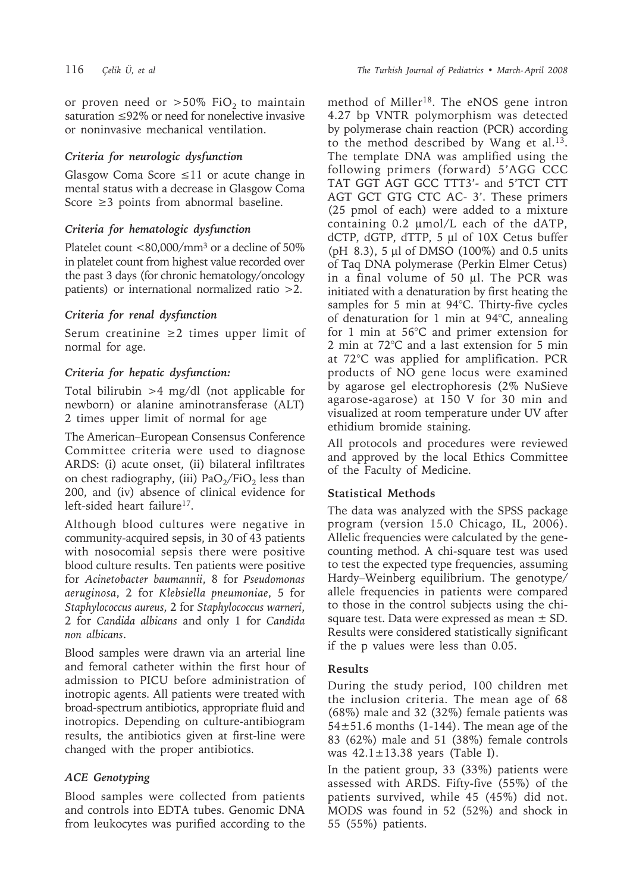or proven need or >50% $FiO_2$ to maintain saturation ≤92% or need for nonelective invasive or noninvasive mechanical ventilation.

### *Criteria for neurologic dysfunction*

Glasgow Coma Score ≤11 or acute change in mental status with a decrease in Glasgow Coma Score ≥3 points from abnormal baseline.

### *Criteria for hematologic dysfunction*

Platelet count <80,000/$mm^3$ or a decline of 50% in platelet count from highest value recorded over the past 3 days (for chronic hematology/oncology patients) or international normalized ratio >2.

### *Criteria for renal dysfunction*

Serum creatinine ≥2 times upper limit of normal for age.

### *Criteria for hepatic dysfunction:*

Total bilirubin >4 mg/dl (not applicable for newborn) or alanine aminotransferase (ALT) 2 times upper limit of normal for age

The American–European Consensus Conference Committee criteria were used to diagnose ARDS: (i) acute onset, (ii) bilateral infiltrates on chest radiography, (iii) $PaO_2/FiO_2$ less than 200, and (iv) absence of clinical evidence for left-sided heart failure[17].

Although blood cultures were negative in community-acquired sepsis, in 30 of 43 patients with nosocomial sepsis there were positive blood culture results. Ten patients were positive for *Acinetobacter baumannii*, 8 for *Pseudomonas aeruginosa*, 2 for *Klebsiella pneumoniae*, 5 for *Staphylococcus aureus*, 2 for *Staphylococcus warneri*, 2 for *Candida albicans* and only 1 for *Candida non albicans*.

Blood samples were drawn via an arterial line and femoral catheter within the first hour of admission to PICU before administration of inotropic agents. All patients were treated with broad-spectrum antibiotics, appropriate fluid and inotropics. Depending on culture-antibiogram results, the antibiotics given at first-line were changed with the proper antibiotics.

### *ACE Genotyping*

Blood samples were collected from patients and controls into EDTA tubes. Genomic DNA from leukocytes was purified according to the method of Miller[18]. The eNOS gene intron 4.27 bp VNTR polymorphism was detected by polymerase chain reaction (PCR) according to the method described by Wang et al.[13]. The template DNA was amplified using the following primers (forward) 5'AGG CCC TAT GGT AGT GCC TTT3'- and 5'TCT CTT AGT GCT GTG CTC AC- 3'. These primers (25 pmol of each) were added to a mixture containing 0.2 µmol/L each of the dATP, dCTP, dGTP, dTTP, 5 µl of 10X Cetus buffer (pH 8.3), 5 µl of DMSO (100%) and 0.5 units of Taq DNA polymerase (Perkin Elmer Cetus) in a final volume of 50 µl. The PCR was initiated with a denaturation by first heating the samples for 5 min at 94°C. Thirty-five cycles of denaturation for 1 min at 94°C, annealing for 1 min at 56°C and primer extension for 2 min at 72°C and a last extension for 5 min at 72°C was applied for amplification. PCR products of NO gene locus were examined by agarose gel electrophoresis (2% NuSieve agarose-agarose) at 150 V for 30 min and visualized at room temperature under UV after ethidium bromide staining.

All protocols and procedures were reviewed and approved by the local Ethics Committee of the Faculty of Medicine.

## Statistical Methods

The data was analyzed with the SPSS package program (version 15.0 Chicago, IL, 2006). Allelic frequencies were calculated by the gene-counting method. A chi-square test was used to test the expected type frequencies, assuming Hardy–Weinberg equilibrium. The genotype/allele frequencies in patients were compared to those in the control subjects using the chi-square test. Data were expressed as mean ± SD. Results were considered statistically significant if the p values were less than 0.05.

## Results

During the study period, 100 children met the inclusion criteria. The mean age of 68 (68%) male and 32 (32%) female patients was 54±51.6 months (1-144). The mean age of the 83 (62%) male and 51 (38%) female controls was 42.1±13.38 years (Table I).

In the patient group, 33 (33%) patients were assessed with ARDS. Fifty-five (55%) of the patients survived, while 45 (45%) did not. MODS was found in 52 (52%) and shock in 55 (55%) patients.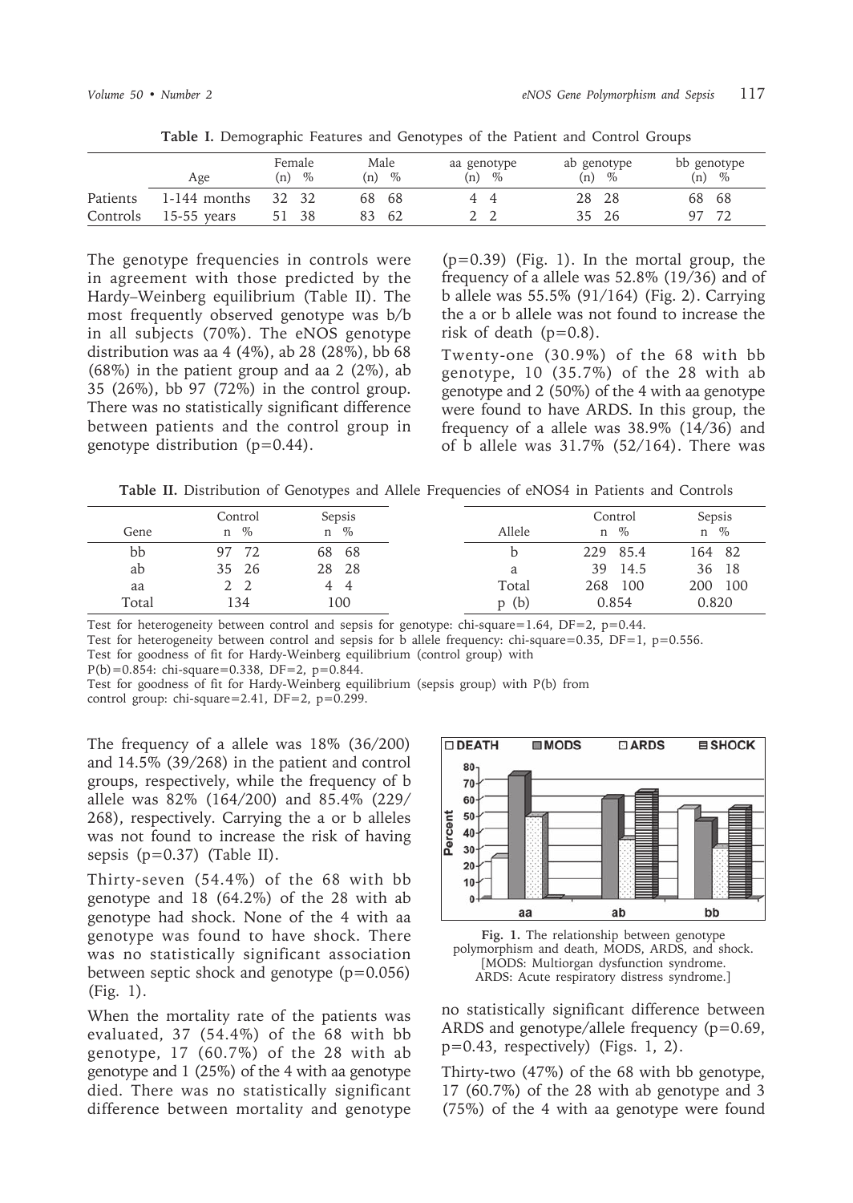**Table I.** Demographic Features and Genotypes of the Patient and Control Groups

| | Age | Female (n) | % | Male (n) | % | aa genotype (n) | % | ab genotype (n) | % | bb genotype (n) | % |
|---|---|---|---|---|---|---|---|---|---|---|---|
| Patients | 1-144 months | 32 | 32 | 68 | 68 | 4 | 4 | 28 | 28 | 68 | 68 |
| Controls | 15-55 years | 51 | 38 | 83 | 62 | 2 | 2 | 35 | 26 | 97 | 72 |

The genotype frequencies in controls were in agreement with those predicted by the Hardy–Weinberg equilibrium (Table II). The most frequently observed genotype was b/b in all subjects (70%). The eNOS genotype distribution was aa 4 (4%), ab 28 (28%), bb 68 (68%) in the patient group and aa 2 (2%), ab 35 (26%), bb 97 (72%) in the control group. There was no statistically significant difference between patients and the control group in genotype distribution (p=0.44).

The frequency of a allele was 18% (36/200) and 14.5% (39/268) in the patient and control groups, respectively, while the frequency of b allele was 82% (164/200) and 85.4% (229/268), respectively. Carrying the a or b alleles was not found to increase the risk of having sepsis (p=0.37) (Table II).

Thirty-seven (54.4%) of the 68 with bb genotype and 18 (64.2%) of the 28 with ab genotype had shock. None of the 4 with aa genotype was found to have shock. There was no statistically significant association between septic shock and genotype (p=0.056) (Fig. 1).

When the mortality rate of the patients was evaluated, 37 (54.4%) of the 68 with bb genotype, 17 (60.7%) of the 28 with ab genotype and 1 (25%) of the 4 with aa genotype died. There was no statistically significant difference between mortality and genotype (p=0.39) (Fig. 1). In the mortal group, the frequency of a allele was 52.8% (19/36) and of b allele was 55.5% (91/164) (Fig. 2). Carrying the a or b allele was not found to increase the risk of death (p=0.8).

Twenty-one (30.9%) of the 68 with bb genotype, 10 (35.7%) of the 28 with ab genotype and 2 (50%) of the 4 with aa genotype were found to have ARDS. In this group, the frequency of a allele was 38.9% (14/36) and of b allele was 31.7% (52/164). There was no statistically significant difference between ARDS and genotype/allele frequency (p=0.69, p=0.43, respectively) (Figs. 1, 2).

Thirty-two (47%) of the 68 with bb genotype, 17 (60.7%) of the 28 with ab genotype and 3 (75%) of the 4 with aa genotype were found

**Table II.** Distribution of Genotypes and Allele Frequencies of eNOS4 in Patients and Controls

| Gene | Control n | % | Sepsis n | % |
|---|---|---|---|---|
| bb | 97 | 72 | 68 | 68 |
| ab | 35 | 26 | 28 | 28 |
| aa | 2 | 2 | 4 | 4 |
| Total | 134 | | 100 | |

| Allele | Control n | % | Sepsis n | % |
|---|---|---|---|---|
| b | 229 | 85.4 | 164 | 82 |
| a | 39 | 14.5 | 36 | 18 |
| Total | 268 | 100 | 200 | 100 |
| p (b) | 0.854 | | 0.820 | |

Test for heterogeneity between control and sepsis for genotype: chi-square=1.64, DF=2, p=0.44.
Test for heterogeneity between control and sepsis for b allele frequency: chi-square=0.35, DF=1, p=0.556.
Test for goodness of fit for Hardy-Weinberg equilibrium (control group) with P(b)=0.854: chi-square=0.338, DF=2, p=0.844.
Test for goodness of fit for Hardy-Weinberg equilibrium (sepsis group) with P(b) from control group: chi-square=2.41, DF=2, p=0.299.

**Fig. 1.** The relationship between genotype polymorphism and death, MODS, ARDS, and shock. [MODS: Multiorgan dysfunction syndrome. ARDS: Acute respiratory distress syndrome.]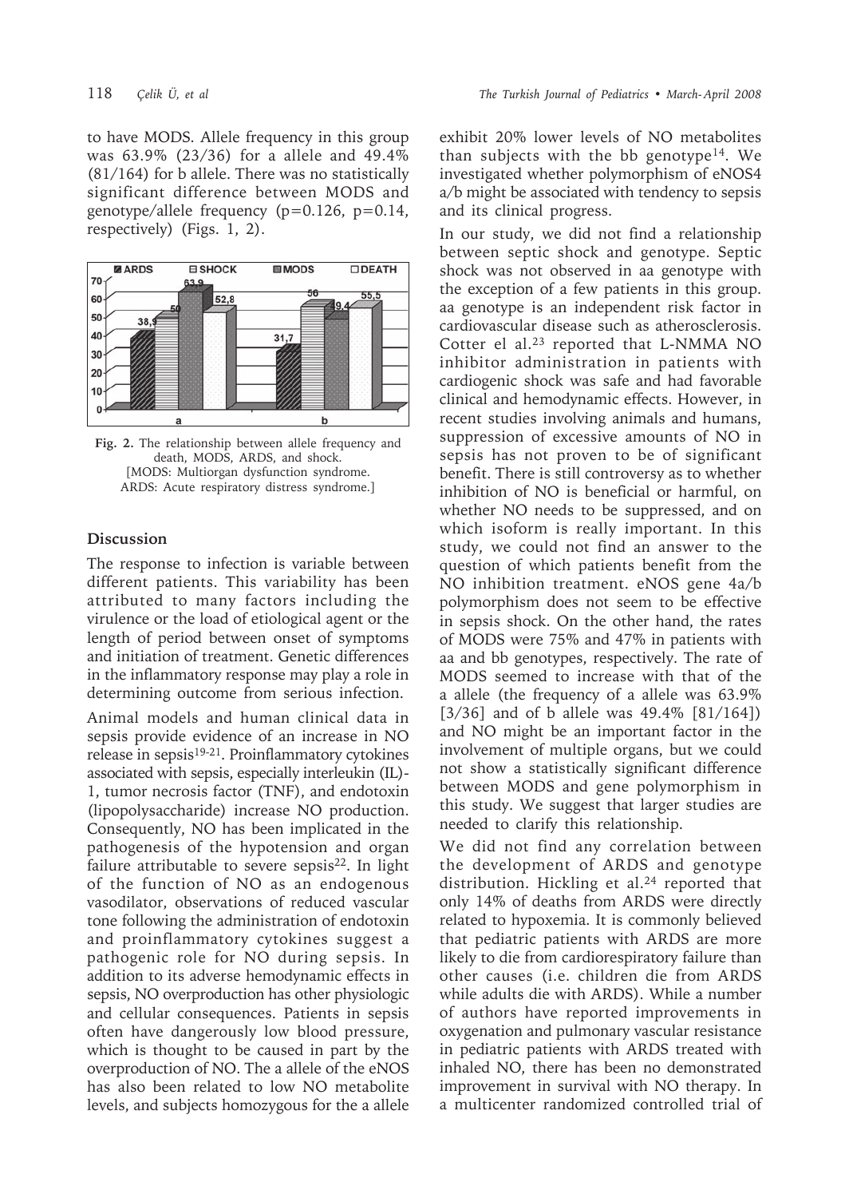to have MODS. Allele frequency in this group was 63.9% (23/36) for a allele and 49.4% (81/164) for b allele. There was no statistically significant difference between MODS and genotype/allele frequency (p=0.126, p=0.14, respectively) (Figs. 1, 2).

**Fig. 2.** The relationship between allele frequency and death, MODS, ARDS, and shock.
[MODS: Multiorgan dysfunction syndrome. ARDS: Acute respiratory distress syndrome.]

## Discussion

The response to infection is variable between different patients. This variability has been attributed to many factors including the virulence or the load of etiological agent or the length of period between onset of symptoms and initiation of treatment. Genetic differences in the inflammatory response may play a role in determining outcome from serious infection.

Animal models and human clinical data in sepsis provide evidence of an increase in NO release in sepsis[19-21]. Proinflammatory cytokines associated with sepsis, especially interleukin (IL)-1, tumor necrosis factor (TNF), and endotoxin (lipopolysaccharide) increase NO production. Consequently, NO has been implicated in the pathogenesis of the hypotension and organ failure attributable to severe sepsis[22]. In light of the function of NO as an endogenous vasodilator, observations of reduced vascular tone following the administration of endotoxin and proinflammatory cytokines suggest a pathogenic role for NO during sepsis. In addition to its adverse hemodynamic effects in sepsis, NO overproduction has other physiologic and cellular consequences. Patients in sepsis often have dangerously low blood pressure, which is thought to be caused in part by the overproduction of NO. The a allele of the eNOS has also been related to low NO metabolite levels, and subjects homozygous for the a allele exhibit 20% lower levels of NO metabolites than subjects with the bb genotype[14]. We investigated whether polymorphism of eNOS4 a/b might be associated with tendency to sepsis and its clinical progress.

In our study, we did not find a relationship between septic shock and genotype. Septic shock was not observed in aa genotype with the exception of a few patients in this group. aa genotype is an independent risk factor in cardiovascular disease such as atherosclerosis. Cotter el al.[23] reported that L-NMMA NO inhibitor administration in patients with cardiogenic shock was safe and had favorable clinical and hemodynamic effects. However, in recent studies involving animals and humans, suppression of excessive amounts of NO in sepsis has not proven to be of significant benefit. There is still controversy as to whether inhibition of NO is beneficial or harmful, on whether NO needs to be suppressed, and on which isoform is really important. In this study, we could not find an answer to the question of which patients benefit from the NO inhibition treatment. eNOS gene 4a/b polymorphism does not seem to be effective in sepsis shock. On the other hand, the rates of MODS were 75% and 47% in patients with aa and bb genotypes, respectively. The rate of MODS seemed to increase with that of the a allele (the frequency of a allele was 63.9% [3/36] and of b allele was 49.4% [81/164]) and NO might be an important factor in the involvement of multiple organs, but we could not show a statistically significant difference between MODS and gene polymorphism in this study. We suggest that larger studies are needed to clarify this relationship.

We did not find any correlation between the development of ARDS and genotype distribution. Hickling et al.[24] reported that only 14% of deaths from ARDS were directly related to hypoxemia. It is commonly believed that pediatric patients with ARDS are more likely to die from cardiorespiratory failure than other causes (i.e. children die from ARDS while adults die with ARDS). While a number of authors have reported improvements in oxygenation and pulmonary vascular resistance in pediatric patients with ARDS treated with inhaled NO, there has been no demonstrated improvement in survival with NO therapy. In a multicenter randomized controlled trial of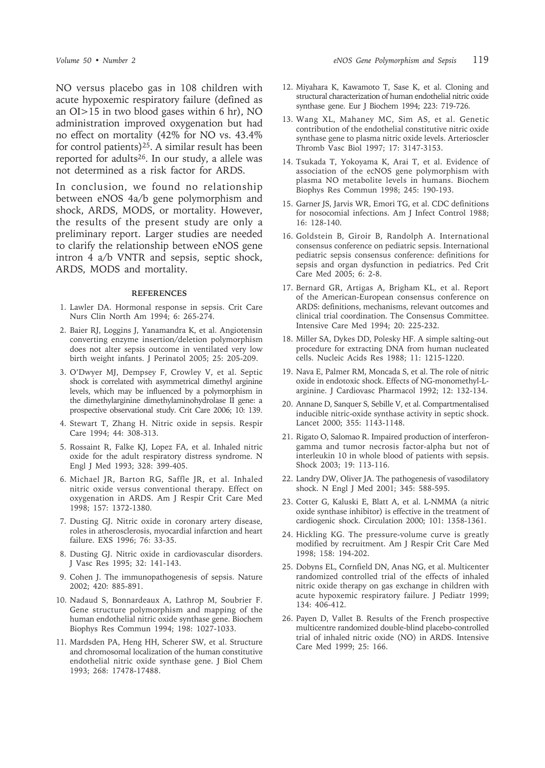NO versus placebo gas in 108 children with acute hypoxemic respiratory failure (defined as an OI>15 in two blood gases within 6 hr), NO administration improved oxygenation but had no effect on mortality (42% for NO vs. 43.4% for control patients)[25]. A similar result has been reported for adults[26]. In our study, a allele was not determined as a risk factor for ARDS.

In conclusion, we found no relationship between eNOS 4a/b gene polymorphism and shock, ARDS, MODS, or mortality. However, the results of the present study are only a preliminary report. Larger studies are needed to clarify the relationship between eNOS gene intron 4 a/b VNTR and sepsis, septic shock, ARDS, MODS and mortality.

## REFERENCES

1. Lawler DA. Hormonal response in sepsis. Crit Care Nurs Clin North Am 1994; 6: 265-274.
2. Baier RJ, Loggins J, Yanamandra K, et al. Angiotensin converting enzyme insertion/deletion polymorphism does not alter sepsis outcome in ventilated very low birth weight infants. J Perinatol 2005; 25: 205-209.
3. O'Dwyer MJ, Dempsey F, Crowley V, et al. Septic shock is correlated with asymmetrical dimethyl arginine levels, which may be influenced by a polymorphism in the dimethylarginine dimethylaminohydrolase II gene: a prospective observational study. Crit Care 2006; 10: 139.
4. Stewart T, Zhang H. Nitric oxide in sepsis. Respir Care 1994; 44: 308-313.
5. Rossaint R, Falke KJ, Lopez FA, et al. Inhaled nitric oxide for the adult respiratory distress syndrome. N Engl J Med 1993; 328: 399-405.
6. Michael JR, Barton RG, Saffle JR, et al. Inhaled nitric oxide versus conventional therapy. Effect on oxygenation in ARDS. Am J Respir Crit Care Med 1998; 157: 1372-1380.
7. Dusting GJ. Nitric oxide in coronary artery disease, roles in atherosclerosis, myocardial infarction and heart failure. EXS 1996; 76: 33-35.
8. Dusting GJ. Nitric oxide in cardiovascular disorders. J Vasc Res 1995; 32: 141-143.
9. Cohen J. The immunopathogenesis of sepsis. Nature 2002; 420: 885-891.
10. Nadaud S, Bonnardeaux A, Lathrop M, Soubrier F. Gene structure polymorphism and mapping of the human endothelial nitric oxide synthase gene. Biochem Biophys Res Commun 1994; 198: 1027-1033.
11. Mardsden PA, Heng HH, Scherer SW, et al. Structure and chromosomal localization of the human constitutive endothelial nitric oxide synthase gene. J Biol Chem 1993; 268: 17478-17488.
12. Miyahara K, Kawamoto T, Sase K, et al. Cloning and structural characterization of human endothelial nitric oxide synthase gene. Eur J Biochem 1994; 223: 719-726.
13. Wang XL, Mahaney MC, Sim AS, et al. Genetic contribution of the endothelial constitutive nitric oxide synthase gene to plasma nitric oxide levels. Arterioscler Thromb Vasc Biol 1997; 17: 3147-3153.
14. Tsukada T, Yokoyama K, Arai T, et al. Evidence of association of the ecNOS gene polymorphism with plasma NO metabolite levels in humans. Biochem Biophys Res Commun 1998; 245: 190-193.
15. Garner JS, Jarvis WR, Emori TG, et al. CDC definitions for nosocomial infections. Am J Infect Control 1988; 16: 128-140.
16. Goldstein B, Giroir B, Randolph A. International consensus conference on pediatric sepsis. International pediatric sepsis consensus conference: definitions for sepsis and organ dysfunction in pediatrics. Ped Crit Care Med 2005; 6: 2-8.
17. Bernard GR, Artigas A, Brigham KL, et al. Report of the American-European consensus conference on ARDS: definitions, mechanisms, relevant outcomes and clinical trial coordination. The Consensus Committee. Intensive Care Med 1994; 20: 225-232.
18. Miller SA, Dykes DD, Polesky HF. A simple salting-out procedure for extracting DNA from human nucleated cells. Nucleic Acids Res 1988; 11: 1215-1220.
19. Nava E, Palmer RM, Moncada S, et al. The role of nitric oxide in endotoxic shock. Effects of NG-monomethyl-L-arginine. J Cardiovasc Pharmacol 1992; 12: 132-134.
20. Annane D, Sanquer S, Sebille V, et al. Compartmentalised inducible nitric-oxide synthase activity in septic shock. Lancet 2000; 355: 1143-1148.
21. Rigato O, Salomao R. Impaired production of interferon-gamma and tumor necrosis factor-alpha but not of interleukin 10 in whole blood of patients with sepsis. Shock 2003; 19: 113-116.
22. Landry DW, Oliver JA. The pathogenesis of vasodilatory shock. N Engl J Med 2001; 345: 588-595.
23. Cotter G, Kaluski E, Blatt A, et al. L-NMMA (a nitric oxide synthase inhibitor) is effective in the treatment of cardiogenic shock. Circulation 2000; 101: 1358-1361.
24. Hickling KG. The pressure-volume curve is greatly modified by recruitment. Am J Respir Crit Care Med 1998; 158: 194-202.
25. Dobyns EL, Cornfield DN, Anas NG, et al. Multicenter randomized controlled trial of the effects of inhaled nitric oxide therapy on gas exchange in children with acute hypoxemic respiratory failure. J Pediatr 1999; 134: 406-412.
26. Payen D, Vallet B. Results of the French prospective multicentre randomized double-blind placebo-controlled trial of inhaled nitric oxide (NO) in ARDS. Intensive Care Med 1999; 25: 166.